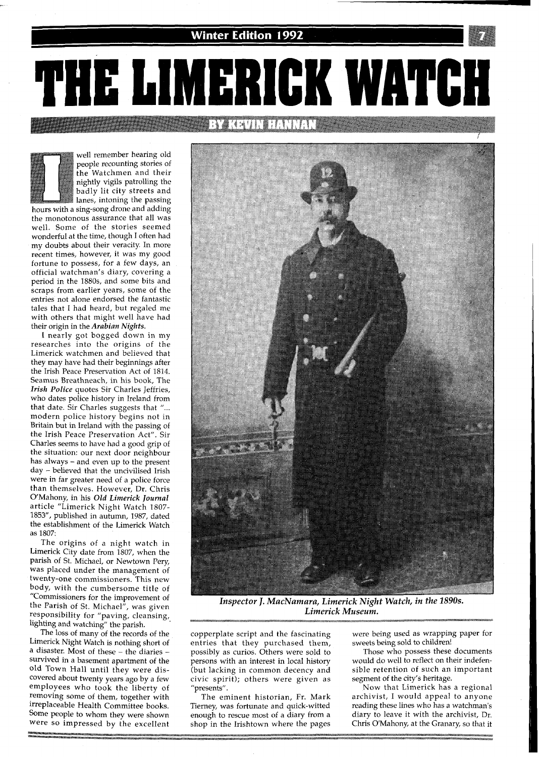# THE LIMERICK WATCH

## BY KEVIN HANNAN

I well remember hearing old people recounting stories of the Watchmen and their nightly vigils patrolling the badly lit city streets and lanes, intoning the passing hours with a sing-song drone and adding the monotonous assurance that all was well. Some of the stories seemed wonderful at the time, though I often had my doubts about their veracity. In more recent times, however, it was my good fortune to possess, for a few days, an official watchman's diary, covering a period in the 1880s, and some bits and scraps from earlier years, some of the entries not alone endorsed the fantastic tales that I had heard, but regaled me with others that might well have had their origin in the *Arabian Nights*.

I nearly got bogged down in my researches into the origins of the Limerick watchmen and believed that they may have had their beginnings after the Irish Peace Preservation Act of 1814. Seamus Breathneach, in his book, The *Irish Police* quotes Sir Charles Jeffries, who dates police history in Ireland from that date. Sir Charles suggests that "... modern police history begins not in Britain but in Ireland with the passing of the Irish Peace Preservation Act". Sir Charles seems to have had a good grip of the situation: our next door neighbour has always – and even up to the present day – believed that the uncivilised Irish were in far greater need of a police force than themselves. However, Dr. Chris O'Mahony, in his *Old Limerick Journal* article "Limerick Night Watch 1807-1853", published in autumn, 1987, dated the establishment of the Limerick Watch as 1807:

The origins of a night watch in Limerick City date from 1807, when the parish of St. Michael, or Newtown Pery, was placed under the management of twenty-one commissioners. This new body, with the cumbersome title of "Commissioners for the improvement of the Parish of St. Michael", was given responsibility for "paving, cleansing, lighting and watching" the parish.

The loss of many of the records of the Limerick Night Watch is nothing short of a disaster. Most of these – the diaries – survived in a basement apartment of the old Town Hall until they were discovered about twenty years ago by a few employees who took the liberty of removing some of them, together with irreplaceable Health Committee books. Some people to whom they were shown were so impressed by the excellent copperplate script and the fascinating entries that they purchased them, possibly as curios. Others were sold to persons with an interest in local history (but lacking in common decency and civic spirit); others were given as "presents".

The eminent historian, Fr. Mark Tierney, was fortunate and quick-witted enough to rescue most of a diary from a shop in the Irishtown where the pages were being used as wrapping paper for sweets being sold to children!

Those who possess these documents would do well to reflect on their indefensible retention of such an important segment of the city's heritage.

Now that Limerick has a regional archivist, I would appeal to anyone reading these lines who has a watchman's diary to leave it with the archivist, Dr. Chris O'Mahony, at the Granary, so that it

*Inspector J. MacNamara, Limerick Night Watch, in the 1890s. Limerick Museum.*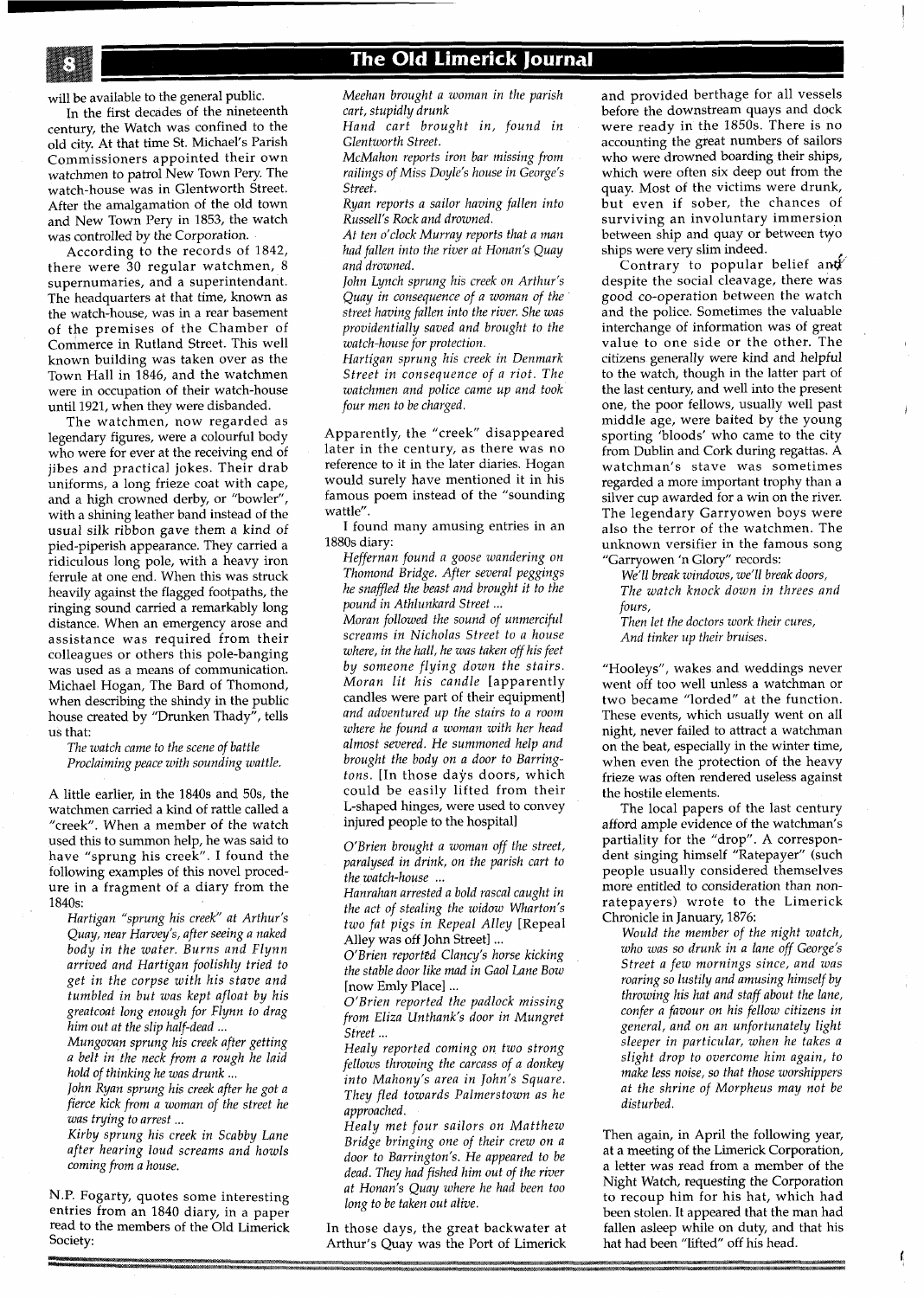will be available to the general public.

In the first decades of the nineteenth century, the Watch was confined to the old city. At that time St. Michael's Parish Commissioners appointed their own watchmen to patrol New Town Pery. The watch-house was in Glentworth Street. After the amalgamation of the old town and New Town Pery in 1853, the watch was controlled by the Corporation.

According to the records of 1842, there were 30 regular watchmen, 8 supernumaries, and a superintendant. The headquarters at that time, known as the watch-house, was in a rear basement of the premises of the Chamber of Commerce in Rutland Street. This well known building was taken over as the Town Hall in 1846, and the watchmen were in occupation of their watch-house until 1921, when they were disbanded.

The watchmen, now regarded as legendary figures, were a colourful body who were for ever at the receiving end of jibes and practical jokes. Their drab uniforms, a long frieze coat with cape, and a high crowned derby, or "bowler", with a shining leather band instead of the usual silk ribbon gave them a kind of pied-piperish appearance. They carried a ridiculous long pole, with a heavy iron ferrule at one end. When this was struck heavily against the flagged footpaths, the ringing sound carried a remarkably long distance. When an emergency arose and assistance was required from their colleagues or others this pole-banging was used as a means of communication. Michael Hogan, The Bard of Thomond, when describing the shindy in the public house created by "Drunken Thady", tells us that:

*The watch came to the scene of battle*
*Proclaiming peace with sounding wattle.*

A little earlier, in the 1840s and 50s, the watchmen carried a kind of rattle called a "creek". When a member of the watch used this to summon help, he was said to have "sprung his creek". I found the following examples of this novel procedure in a fragment of a diary from the 1840s:

*Hartigan "sprung his creek" at Arthur's Quay, near Harvey's, after seeing a naked body in the water. Burns and Flynn arrived and Hartigan foolishly tried to get in the corpse with his stave and tumbled in but was kept afloat by his greatcoat long enough for Flynn to drag him out at the slip half-dead ...*

*Mungovan sprung his creek after getting a belt in the neck from a rough he laid hold of thinking he was drunk ...*

*John Ryan sprung his creek after he got a fierce kick from a woman of the street he was trying to arrest ...*

*Kirby sprung his creek in Scabby Lane after hearing loud screams and howls coming from a house.*

N.P. Fogarty, quotes some interesting entries from an 1840 diary, in a paper read to the members of the Old Limerick Society:

*Meehan brought a woman in the parish cart, stupidly drunk*

*Hand cart brought in, found in Glentworth Street.*

*McMahon reports iron bar missing from railings of Miss Doyle's house in George's Street.*

*Ryan reports a sailor having fallen into Russell's Rock and drowned.*

*At ten o'clock Murray reports that a man had fallen into the river at Honan's Quay and drowned.*

*John Lynch sprung his creek on Arthur's Quay in consequence of a woman of the street having fallen into the river. She was providentially saved and brought to the watch-house for protection.*

*Hartigan sprung his creek in Denmark Street in consequence of a riot. The watchmen and police came up and took four men to be charged.*

Apparently, the "creek" disappeared later in the century, as there was no reference to it in the later diaries. Hogan would surely have mentioned it in his famous poem instead of the "sounding wattle".

I found many amusing entries in an 1880s diary:

*Heffernan found a goose wandering on Thomond Bridge. After several peggings he snaffled the beast and brought it to the pound in Athlunkard Street ...*

*Moran followed the sound of unmerciful screams in Nicholas Street to a house where, in the hall, he was taken off his feet by someone flying down the stairs. Moran lit his candle* [apparently candles were part of their equipment] *and adventured up the stairs to a room where he found a woman with her head almost severed. He summoned help and brought the body on a door to Barringtons.* [In those days doors, which could be easily lifted from their L-shaped hinges, were used to convey injured people to the hospital]

*O'Brien brought a woman off the street, paralysed in drink, on the parish cart to the watch-house ...*

*Hanrahan arrested a bold rascal caught in the act of stealing the widow Wharton's two fat pigs in Repeal Alley* [Repeal Alley was off John Street] *...*

*O'Brien reported Clancy's horse kicking the stable door like mad in Gaol Lane Bow* [now Emly Place] *...*

*O'Brien reported the padlock missing from Eliza Unthank's door in Mungret Street ...*

*Healy reported coming on two strong fellows throwing the carcass of a donkey into Mahony's area in John's Square. They fled towards Palmerstown as he approached.*

*Healy met four sailors on Matthew Bridge bringing one of their crew on a door to Barrington's. He appeared to be dead. They had fished him out of the river at Honan's Quay where he had been too long to be taken out alive.*

In those days, the great backwater at Arthur's Quay was the Port of Limerick and provided berthage for all vessels before the downstream quays and dock were ready in the 1850s. There is no accounting the great numbers of sailors who were drowned boarding their ships, which were often six deep out from the quay. Most of the victims were drunk, but even if sober, the chances of surviving an involuntary immersion between ship and quay or between two ships were very slim indeed.

Contrary to popular belief and despite the social cleavage, there was good co-operation between the watch and the police. Sometimes the valuable interchange of information was of great value to one side or the other. The citizens generally were kind and helpful to the watch, though in the latter part of the last century, and well into the present one, the poor fellows, usually well past middle age, were baited by the young sporting 'bloods' who came to the city from Dublin and Cork during regattas. A watchman's stave was sometimes regarded a more important trophy than a silver cup awarded for a win on the river. The legendary Garryowen boys were also the terror of the watchmen. The unknown versifier in the famous song "Garryowen 'n Glory" records:

*We'll break windows, we'll break doors,*
*The watch knock down in threes and fours,*
*Then let the doctors work their cures,*
*And tinker up their bruises.*

"Hooleys", wakes and weddings never went off too well unless a watchman or two became "lorded" at the function. These events, which usually went on all night, never failed to attract a watchman on the beat, especially in the winter time, when even the protection of the heavy frieze was often rendered useless against the hostile elements.

The local papers of the last century afford ample evidence of the watchman's partiality for the "drop". A correspondent singing himself "Ratepayer" (such people usually considered themselves more entitled to consideration than non-ratepayers) wrote to the Limerick Chronicle in January, 1876:

*Would the member of the night watch, who was so drunk in a lane off George's Street a few mornings since, and was roaring so lustily and amusing himself by throwing his hat and staff about the lane, confer a favour on his fellow citizens in general, and on an unfortunately light sleeper in particular, when he takes a slight drop to overcome him again, to make less noise, so that those worshippers at the shrine of Morpheus may not be disturbed.*

Then again, in April the following year, at a meeting of the Limerick Corporation, a letter was read from a member of the Night Watch, requesting the Corporation to recoup him for his hat, which had been stolen. It appeared that the man had fallen asleep while on duty, and that his hat had been "lifted" off his head.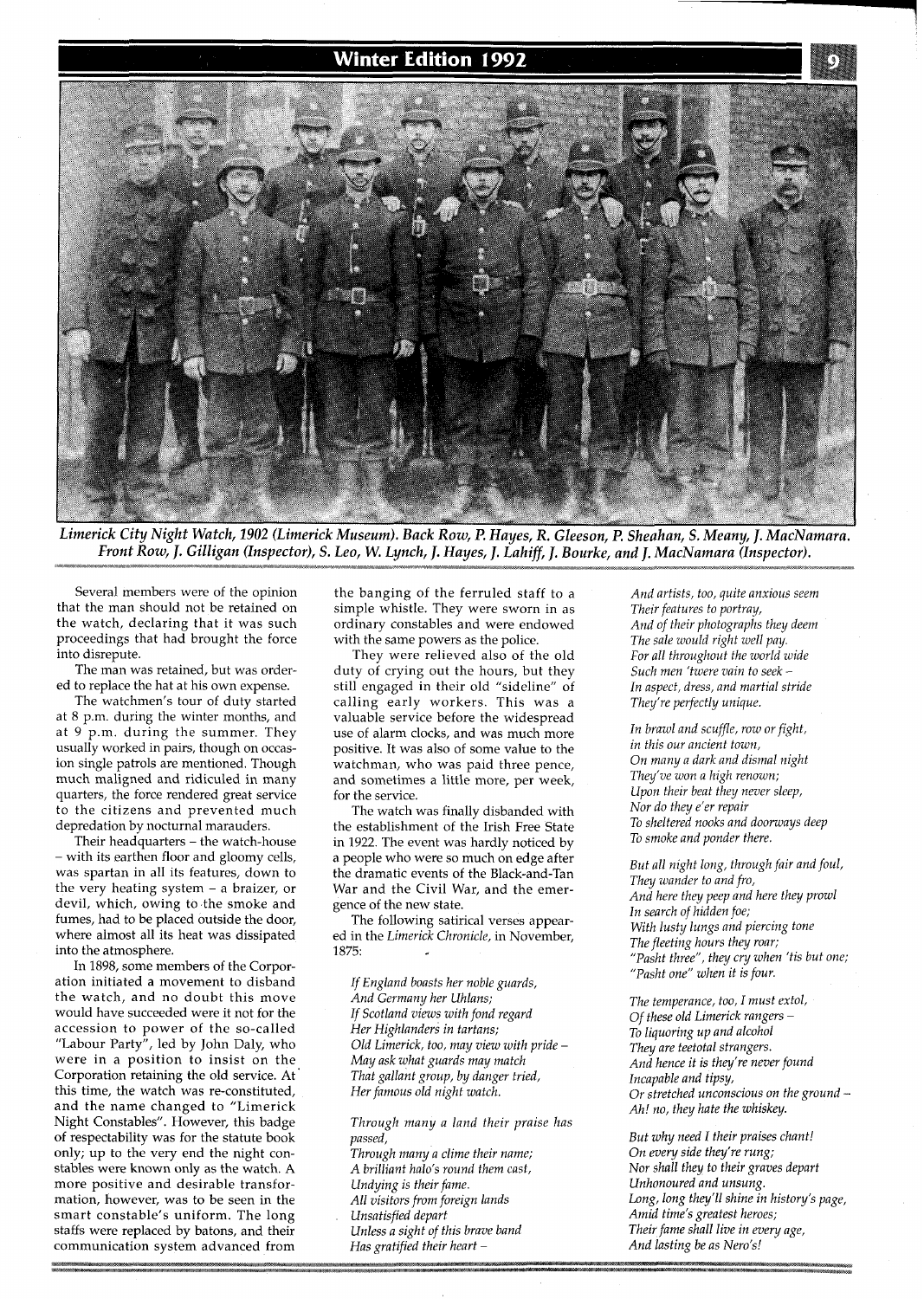*Limerick City Night Watch, 1902 (Limerick Museum). Back Row, P. Hayes, R. Gleeson, P. Sheahan, S. Meany, J. MacNamara. Front Row, J. Gilligan (Inspector), S. Leo, W. Lynch, J. Hayes, J. Lahiff, J. Bourke, and J. MacNamara (Inspector).*

Several members were of the opinion that the man should not be retained on the watch, declaring that it was such proceedings that had brought the force into disrepute.

The man was retained, but was ordered to replace the hat at his own expense.

The watchmen's tour of duty started at 8 p.m. during the winter months, and at 9 p.m. during the summer. They usually worked in pairs, though on occasion single patrols are mentioned. Though much maligned and ridiculed in many quarters, the force rendered great service to the citizens and prevented much depredation by nocturnal marauders.

Their headquarters – the watch-house – with its earthen floor and gloomy cells, was spartan in all its features, down to the very heating system – a braizer, or devil, which, owing to the smoke and fumes, had to be placed outside the door, where almost all its heat was dissipated into the atmosphere.

In 1898, some members of the Corporation initiated a movement to disband the watch, and no doubt this move would have succeeded were it not for the accession to power of the so-called "Labour Party", led by John Daly, who were in a position to insist on the Corporation retaining the old service. At this time, the watch was re-constituted, and the name changed to "Limerick Night Constables". However, this badge of respectability was for the statute book only; up to the very end the night constables were known only as the watch. A more positive and desirable transformation, however, was to be seen in the smart constable's uniform. The long staffs were replaced by batons, and their communication system advanced from the banging of the ferruled staff to a simple whistle. They were sworn in as ordinary constables and were endowed with the same powers as the police.

They were relieved also of the old duty of crying out the hours, but they still engaged in their old "sideline" of calling early workers. This was a valuable service before the widespread use of alarm clocks, and was much more positive. It was also of some value to the watchman, who was paid three pence, and sometimes a little more, per week, for the service.

The watch was finally disbanded with the establishment of the Irish Free State in 1922. The event was hardly noticed by a people who were so much on edge after the dramatic events of the Black-and-Tan War and the Civil War, and the emergence of the new state.

The following satirical verses appeared in the *Limerick Chronicle*, in November, 1875:

*If England boasts her noble guards,*
*And Germany her Uhlans;*
*If Scotland views with fond regard*
*Her Highlanders in tartans;*
*Old Limerick, too, may view with pride –*
*May ask what guards may match*
*That gallant group, by danger tried,*
*Her famous old night watch.*

*Through many a land their praise has passed,*
*Through many a clime their name;*
*A brilliant halo's round them cast,*
*Undying is their fame.*
*All visitors from foreign lands*
*Unsatisfied depart*
*Unless a sight of this brave band*
*Has gratified their heart –*

*And artists, too, quite anxious seem*
*Their features to portray,*
*And of their photographs they deem*
*The sale would right well pay.*
*For all throughout the world wide*
*Such men 'twere vain to seek –*
*In aspect, dress, and martial stride*
*They're perfectly unique.*

*In brawl and scuffle, row or fight,*
*in this our ancient town,*
*On many a dark and dismal night*
*They've won a high renown;*
*Upon their beat they never sleep,*
*Nor do they e'er repair*
*To sheltered nooks and doorways deep*
*To smoke and ponder there.*

*But all night long, through fair and foul,*
*They wander to and fro,*
*And here they peep and here they prowl*
*In search of hidden foe;*
*With lusty lungs and piercing tone*
*The fleeting hours they roar;*
*"Pasht three", they cry when 'tis but one;*
*"Pasht one" when it is four.*

*The temperance, too, I must extol,*
*Of these old Limerick rangers –*
*To liquoring up and alcohol*
*They are teetotal strangers.*
*And hence it is they're never found*
*Incapable and tipsy,*
*Or stretched unconscious on the ground –*
*Ah! no, they hate the whiskey.*

*But why need I their praises chant!*
*On every side they're rung;*
*Nor shall they to their graves depart*
*Unhonoured and unsung.*
*Long, long they'll shine in history's page,*
*Amid time's greatest heroes;*
*Their fame shall live in every age,*
*And lasting be as Nero's!*